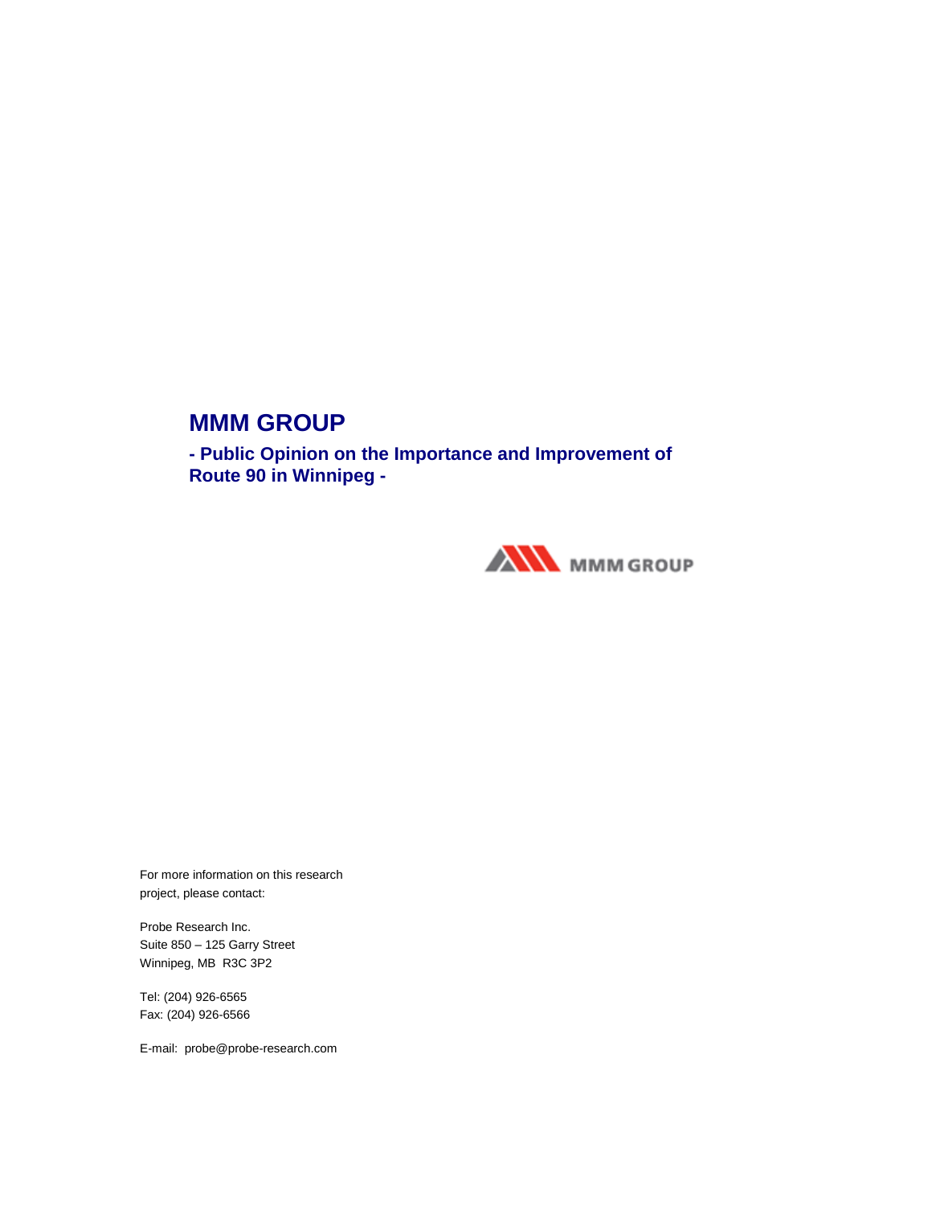# MMM GROUP

## - Public Opinion on the Importance and Improvement of Route 90 in Winnipeg -

For more information on this research project, please contact:

Probe Research Inc.
Suite 850 – 125 Garry Street
Winnipeg, MB R3C 3P2

Tel: (204) 926-6565
Fax: (204) 926-6566

E-mail: probe@probe-research.com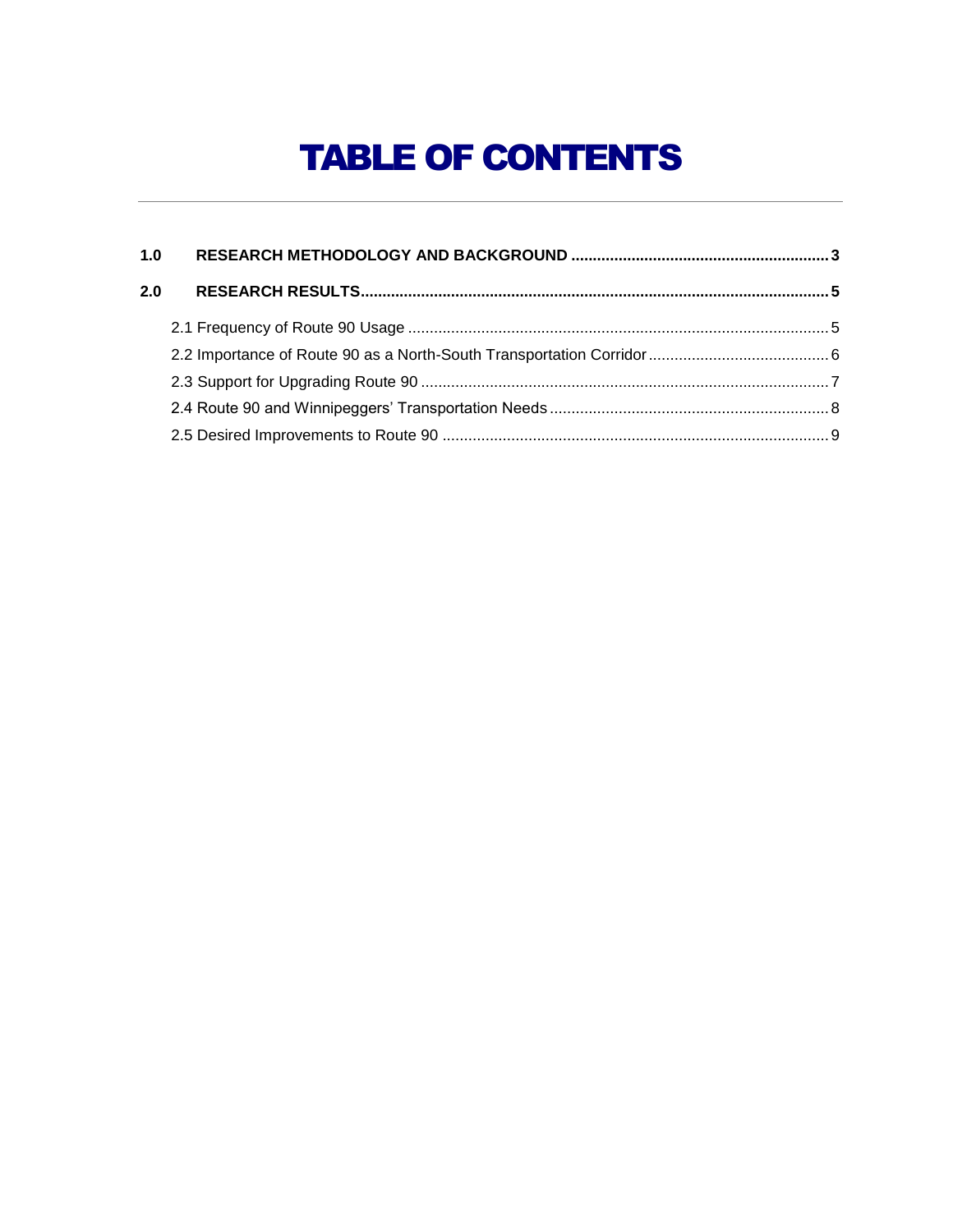# TABLE OF CONTENTS

**1.0 RESEARCH METHODOLOGY AND BACKGROUND** ........................................................... **3**

**2.0 RESEARCH RESULTS** ........................................................................................................... **5**

- 2.1 Frequency of Route 90 Usage ........................................................................................ 5
- 2.2 Importance of Route 90 as a North-South Transportation Corridor ............................... 6
- 2.3 Support for Upgrading Route 90 .................................................................................... 7
- 2.4 Route 90 and Winnipeggers' Transportation Needs ....................................................... 8
- 2.5 Desired Improvements to Route 90 ................................................................................ 9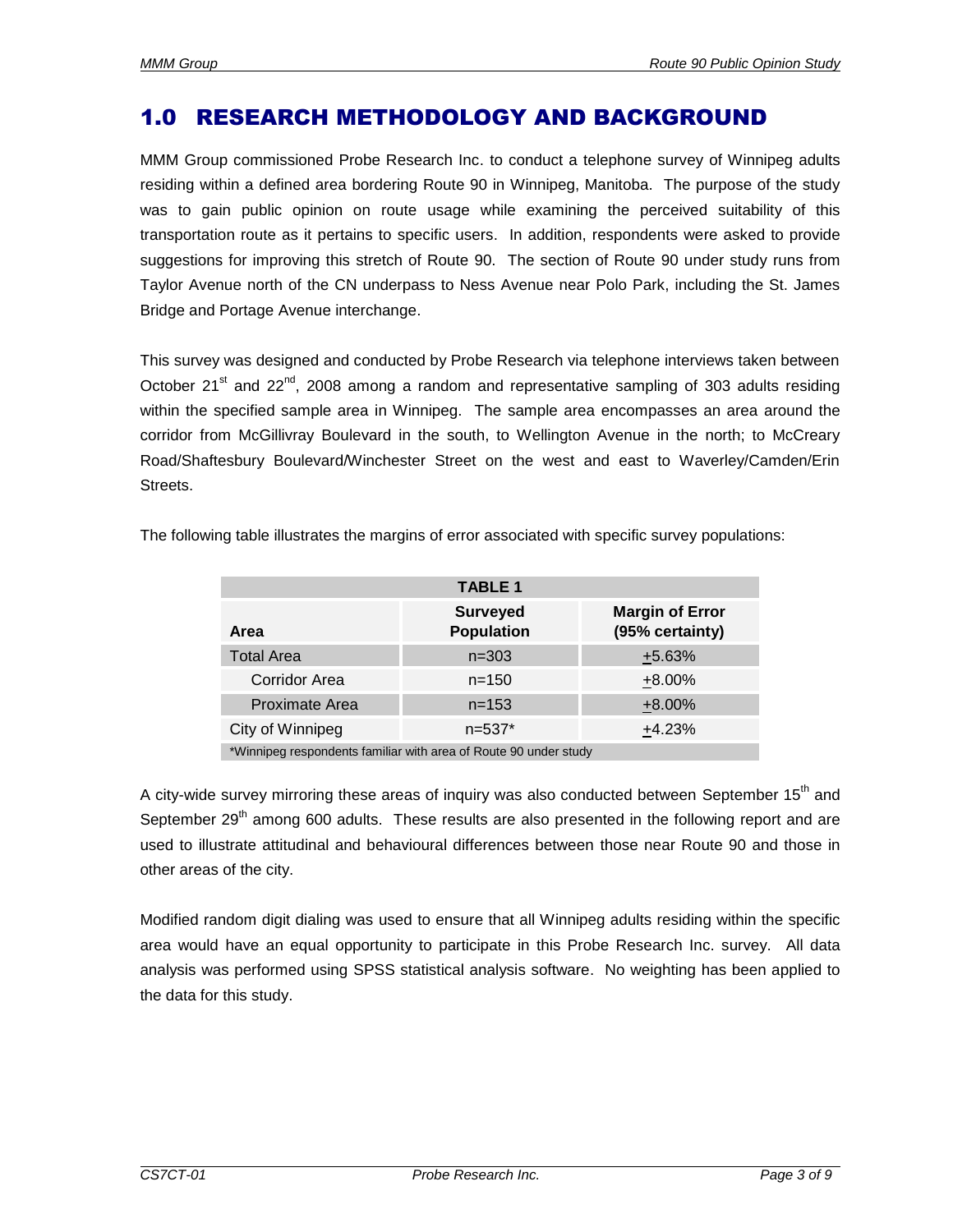# 1.0 RESEARCH METHODOLOGY AND BACKGROUND

MMM Group commissioned Probe Research Inc. to conduct a telephone survey of Winnipeg adults residing within a defined area bordering Route 90 in Winnipeg, Manitoba. The purpose of the study was to gain public opinion on route usage while examining the perceived suitability of this transportation route as it pertains to specific users. In addition, respondents were asked to provide suggestions for improving this stretch of Route 90. The section of Route 90 under study runs from Taylor Avenue north of the CN underpass to Ness Avenue near Polo Park, including the St. James Bridge and Portage Avenue interchange.

This survey was designed and conducted by Probe Research via telephone interviews taken between October 21st and 22nd, 2008 among a random and representative sampling of 303 adults residing within the specified sample area in Winnipeg. The sample area encompasses an area around the corridor from McGillivray Boulevard in the south, to Wellington Avenue in the north; to McCreary Road/Shaftesbury Boulevard/Winchester Street on the west and east to Waverley/Camden/Erin Streets.

The following table illustrates the margins of error associated with specific survey populations:

| TABLE 1 | | |
|---|---|---|
| **Area** | **Surveyed Population** | **Margin of Error (95% certainty)** |
| Total Area | n=303 | ±5.63% |
| Corridor Area | n=150 | ±8.00% |
| Proximate Area | n=153 | ±8.00% |
| City of Winnipeg | n=537* | ±4.23% |

*Winnipeg respondents familiar with area of Route 90 under study

A city-wide survey mirroring these areas of inquiry was also conducted between September 15th and September 29th among 600 adults. These results are also presented in the following report and are used to illustrate attitudinal and behavioural differences between those near Route 90 and those in other areas of the city.

Modified random digit dialing was used to ensure that all Winnipeg adults residing within the specific area would have an equal opportunity to participate in this Probe Research Inc. survey. All data analysis was performed using SPSS statistical analysis software. No weighting has been applied to the data for this study.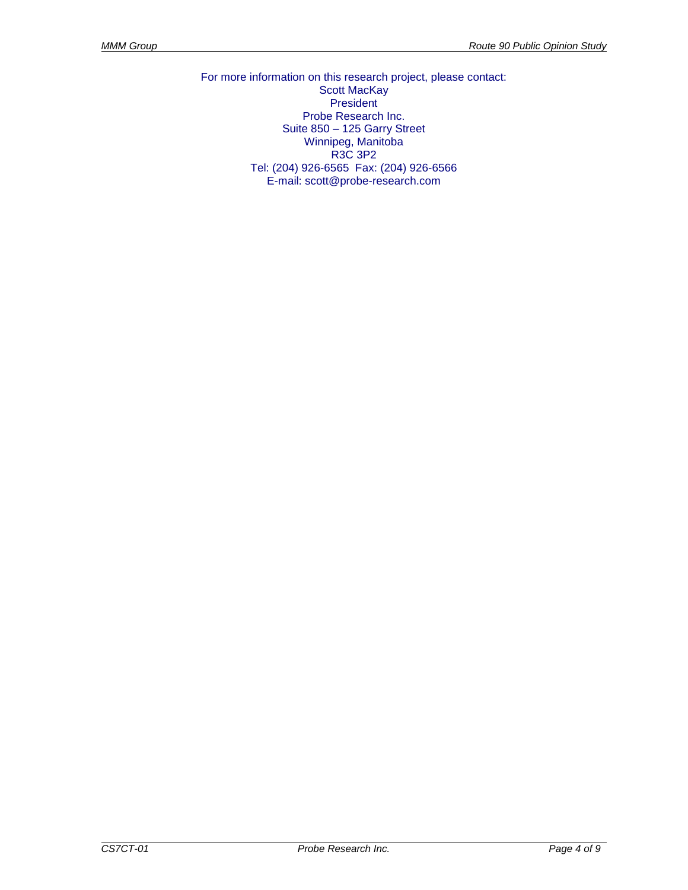For more information on this research project, please contact:
Scott MacKay
President
Probe Research Inc.
Suite 850 – 125 Garry Street
Winnipeg, Manitoba
R3C 3P2
Tel: (204) 926-6565 Fax: (204) 926-6566
E-mail: scott@probe-research.com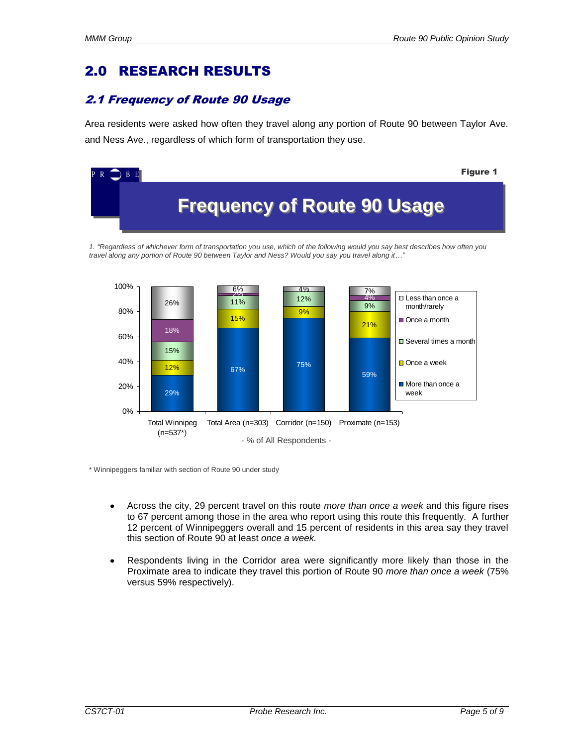# 2.0 RESEARCH RESULTS

## *2.1 Frequency of Route 90 Usage*

Area residents were asked how often they travel along any portion of Route 90 between Taylor Ave. and Ness Ave., regardless of which form of transportation they use.

**Figure 1**

**Frequency of Route 90 Usage**

*1. "Regardless of whichever form of transportation you use, which of the following would you say best describes how often you travel along any portion of Route 90 between Taylor and Ness? Would you say you travel along it…"*

| | Total Winnipeg (n=537*) | Total Area (n=303) | Corridor (n=150) | Proximate (n=153) |
|---|---|---|---|---|
| Less than once a month/rarely | 26% | 6% | 4% | 7% |
| Once a month | 18% | 2% | | 4% |
| Several times a month | 15% | 11% | 12% | 9% |
| Once a week | 12% | 15% | 9% | 21% |
| More than once a week | 29% | 67% | 75% | 59% |

- % of All Respondents -

\* Winnipeggers familiar with section of Route 90 under study

- Across the city, 29 percent travel on this route *more than once a week* and this figure rises to 67 percent among those in the area who report using this route this frequently. A further 12 percent of Winnipeggers overall and 15 percent of residents in this area say they travel this section of Route 90 at least *once a week.*

- Respondents living in the Corridor area were significantly more likely than those in the Proximate area to indicate they travel this portion of Route 90 *more than once a week* (75% versus 59% respectively).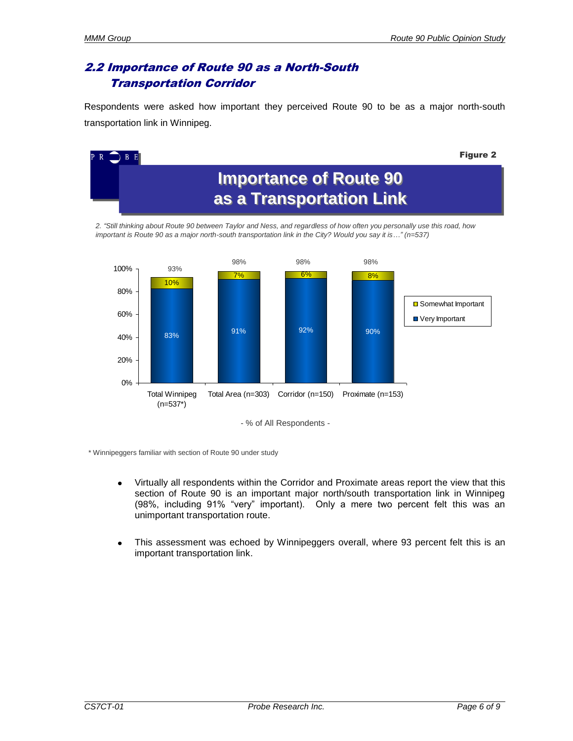## 2.2 Importance of Route 90 as a North-South Transportation Corridor

Respondents were asked how important they perceived Route 90 to be as a major north-south transportation link in Winnipeg.

**Figure 2**

**Importance of Route 90 as a Transportation Link**

*2. "Still thinking about Route 90 between Taylor and Ness, and regardless of how often you personally use this road, how important is Route 90 as a major north-south transportation link in the City? Would you say it is…" (n=537)*

| | Total Winnipeg (n=537*) | Total Area (n=303) | Corridor (n=150) | Proximate (n=153) |
|---|---|---|---|---|
| Very Important | 83% | 91% | 92% | 90% |
| Somewhat Important | 10% | 7% | 6% | 8% |
| Total | 93% | 98% | 98% | 98% |

- % of All Respondents -

\* Winnipeggers familiar with section of Route 90 under study

- Virtually all respondents within the Corridor and Proximate areas report the view that this section of Route 90 is an important major north/south transportation link in Winnipeg (98%, including 91% "very" important). Only a mere two percent felt this was an unimportant transportation route.

- This assessment was echoed by Winnipeggers overall, where 93 percent felt this is an important transportation link.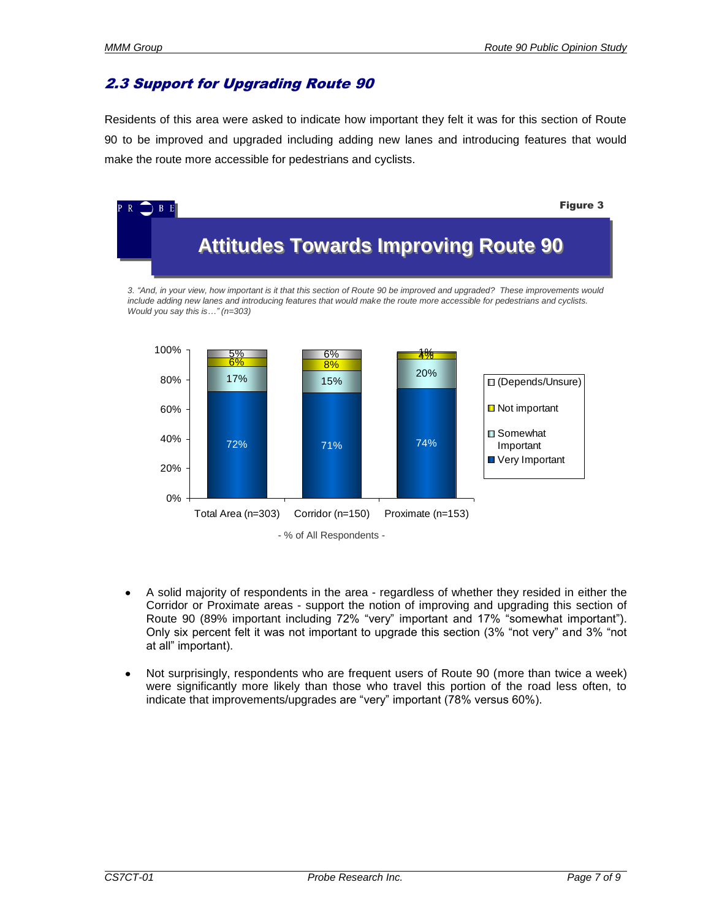## 2.3 Support for Upgrading Route 90

Residents of this area were asked to indicate how important they felt it was for this section of Route 90 to be improved and upgraded including adding new lanes and introducing features that would make the route more accessible for pedestrians and cyclists.

**Figure 3**

**Attitudes Towards Improving Route 90**

*3. "And, in your view, how important is it that this section of Route 90 be improved and upgraded? These improvements would include adding new lanes and introducing features that would make the route more accessible for pedestrians and cyclists. Would you say this is…" (n=303)*

| | Total Area (n=303) | Corridor (n=150) | Proximate (n=153) |
|---|---|---|---|
| (Depends/Unsure) | 5% | 6% | 1% |
| Not important | 6% | 8% | 4% |
| Somewhat Important | 17% | 15% | 20% |
| Very Important | 72% | 71% | 74% |

- % of All Respondents -

- A solid majority of respondents in the area - regardless of whether they resided in either the Corridor or Proximate areas - support the notion of improving and upgrading this section of Route 90 (89% important including 72% "very" important and 17% "somewhat important"). Only six percent felt it was not important to upgrade this section (3% "not very" and 3% "not at all" important).

- Not surprisingly, respondents who are frequent users of Route 90 (more than twice a week) were significantly more likely than those who travel this portion of the road less often, to indicate that improvements/upgrades are "very" important (78% versus 60%).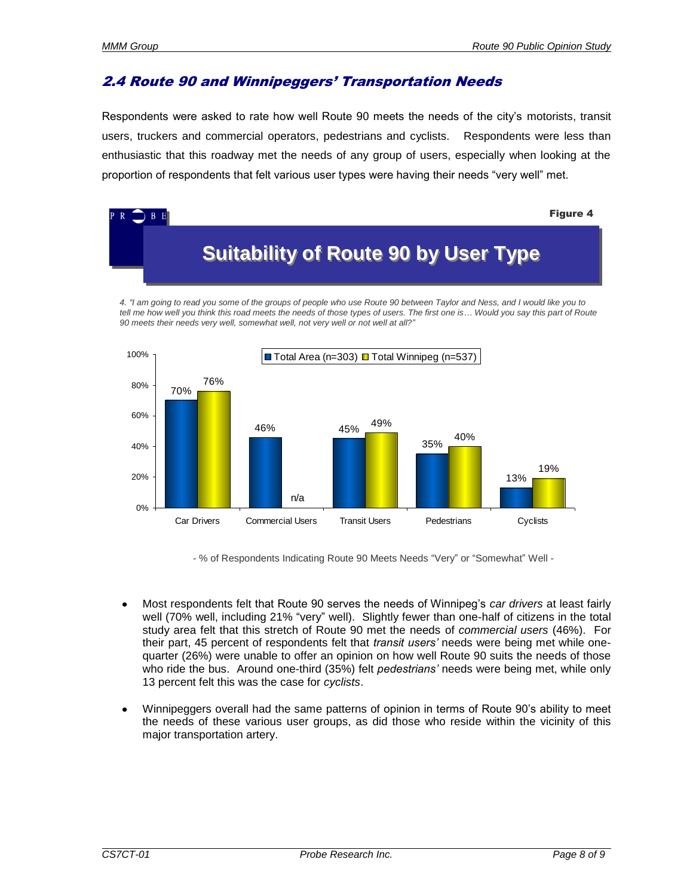## *2.4 Route 90 and Winnipeggers' Transportation Needs*

Respondents were asked to rate how well Route 90 meets the needs of the city's motorists, transit users, truckers and commercial operators, pedestrians and cyclists. Respondents were less than enthusiastic that this roadway met the needs of any group of users, especially when looking at the proportion of respondents that felt various user types were having their needs "very well" met.

**Figure 4**

### Suitability of Route 90 by User Type

*4. "I am going to read you some of the groups of people who use Route 90 between Taylor and Ness, and I would like you to tell me how well you think this road meets the needs of those types of users. The first one is… Would you say this part of Route 90 meets their needs very well, somewhat well, not very well or not well at all?"*

| | Total Area (n=303) | Total Winnipeg (n=537) |
|---|---|---|
| Car Drivers | 70% | 76% |
| Commercial Users | 46% | n/a |
| Transit Users | 45% | 49% |
| Pedestrians | 35% | 40% |
| Cyclists | 13% | 19% |

- % of Respondents Indicating Route 90 Meets Needs "Very" or "Somewhat" Well -

- Most respondents felt that Route 90 serves the needs of Winnipeg's *car drivers* at least fairly well (70% well, including 21% "very" well). Slightly fewer than one-half of citizens in the total study area felt that this stretch of Route 90 met the needs of *commercial users* (46%). For their part, 45 percent of respondents felt that *transit users'* needs were being met while one-quarter (26%) were unable to offer an opinion on how well Route 90 suits the needs of those who ride the bus. Around one-third (35%) felt *pedestrians'* needs were being met, while only 13 percent felt this was the case for *cyclists*.

- Winnipeggers overall had the same patterns of opinion in terms of Route 90's ability to meet the needs of these various user groups, as did those who reside within the vicinity of this major transportation artery.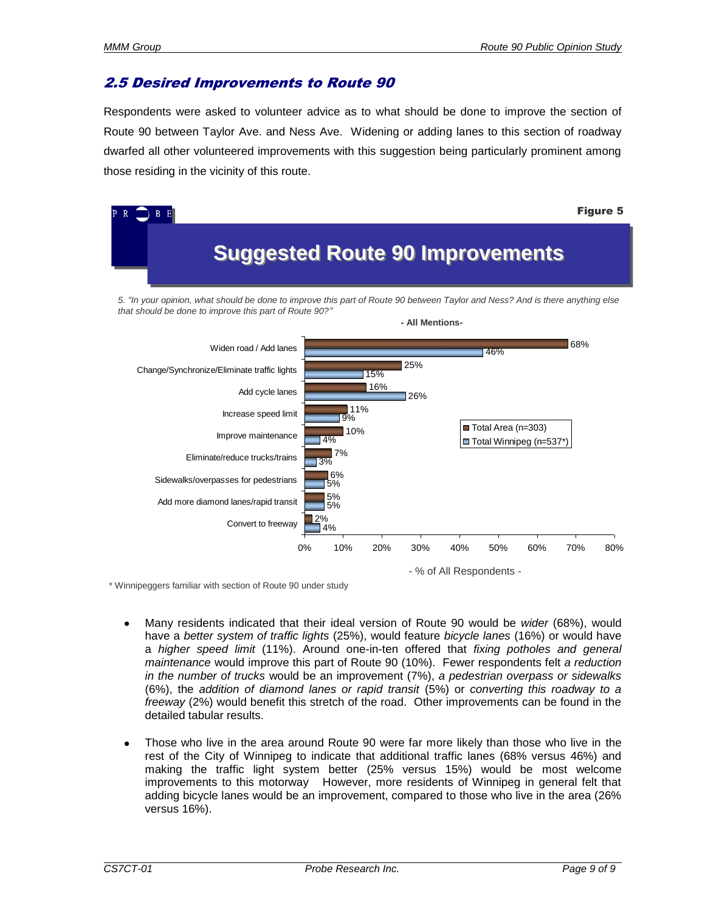## *2.5 Desired Improvements to Route 90*

Respondents were asked to volunteer advice as to what should be done to improve the section of Route 90 between Taylor Ave. and Ness Ave. Widening or adding lanes to this section of roadway dwarfed all other volunteered improvements with this suggestion being particularly prominent among those residing in the vicinity of this route.

**Figure 5**

**Suggested Route 90 Improvements**

*5. "In your opinion, what should be done to improve this part of Route 90 between Taylor and Ness? And is there anything else that should be done to improve this part of Route 90?"*

**- All Mentions-**

| | Total Area (n=303) | Total Winnipeg (n=537*) |
|---|---|---|
| Widen road / Add lanes | 68% | 46% |
| Change/Synchronize/Eliminate traffic lights | 25% | 15% |
| Add cycle lanes | 16% | 26% |
| Increase speed limit | 11% | 9% |
| Improve maintenance | 10% | 4% |
| Eliminate/reduce trucks/trains | 7% | 3% |
| Sidewalks/overpasses for pedestrians | 6% | 5% |
| Add more diamond lanes/rapid transit | 5% | 5% |
| Convert to freeway | 2% | 4% |

- % of All Respondents -

\* Winnipeggers familiar with section of Route 90 under study

- Many residents indicated that their ideal version of Route 90 would be *wider* (68%), would have a *better system of traffic lights* (25%), would feature *bicycle lanes* (16%) or would have a *higher speed limit* (11%). Around one-in-ten offered that *fixing potholes and general maintenance* would improve this part of Route 90 (10%). Fewer respondents felt *a reduction in the number of trucks* would be an improvement (7%), *a pedestrian overpass or sidewalks* (6%), the *addition of diamond lanes or rapid transit* (5%) or *converting this roadway to a freeway* (2%) would benefit this stretch of the road. Other improvements can be found in the detailed tabular results.

- Those who live in the area around Route 90 were far more likely than those who live in the rest of the City of Winnipeg to indicate that additional traffic lanes (68% versus 46%) and making the traffic light system better (25% versus 15%) would be most welcome improvements to this motorway However, more residents of Winnipeg in general felt that adding bicycle lanes would be an improvement, compared to those who live in the area (26% versus 16%).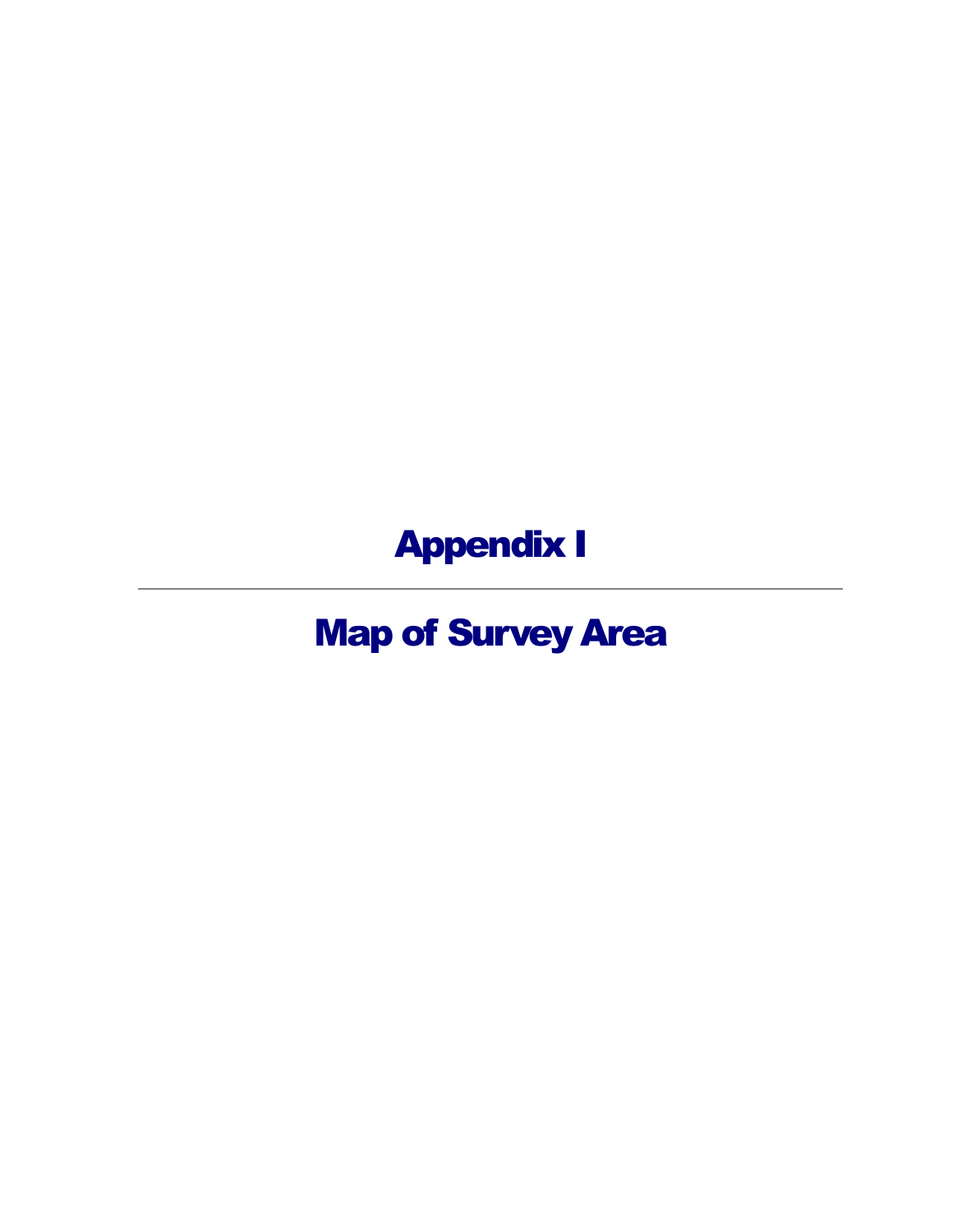# Appendix I

---

# Map of Survey Area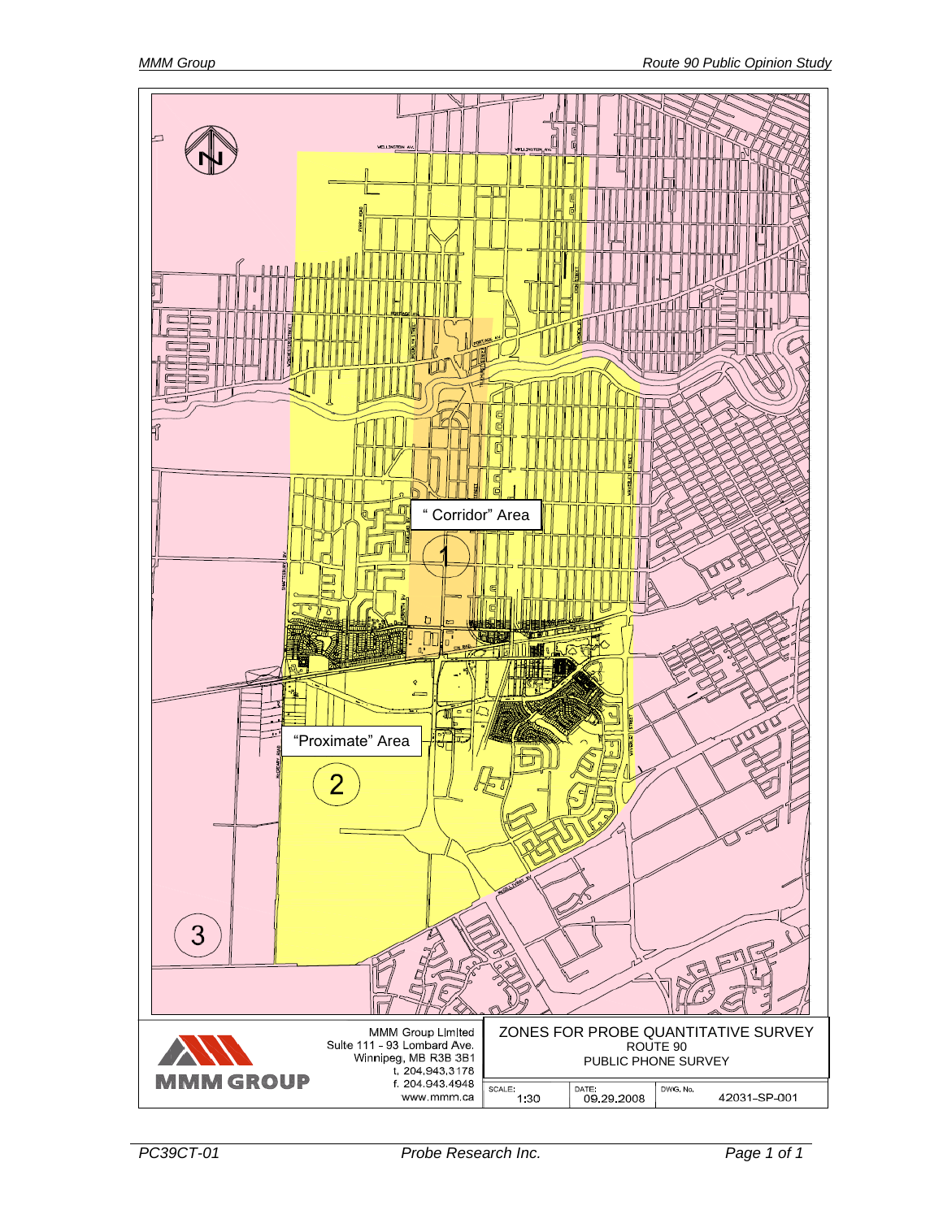" Corridor" Area

1

"Proximate" Area

2

3

MMM Group Limited
Suite 111 - 93 Lombard Ave.
Winnipeg, MB R3B 3B1
t. 204.943.3178
f. 204.943.4948
www.mmm.ca

MMM GROUP

ZONES FOR PROBE QUANTITATIVE SURVEY
ROUTE 90
PUBLIC PHONE SURVEY

SCALE: 1:30

DATE: 09.29.2008

DWG. No. 42031-SP-001

PC39CT-01

Probe Research Inc.